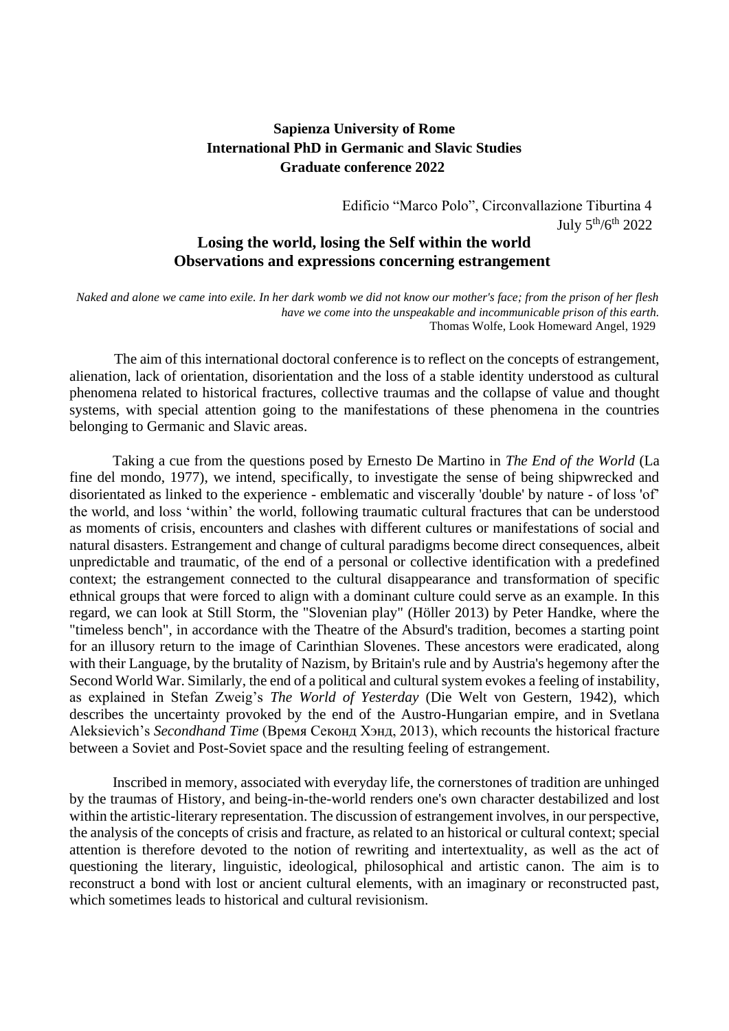**Sapienza University of Rome**
**International PhD in Germanic and Slavic Studies**
**Graduate conference 2022**

Edificio "Marco Polo", Circonvallazione Tiburtina 4
July 5th/6th 2022

# Losing the world, losing the Self within the world
## Observations and expressions concerning estrangement

*Naked and alone we came into exile. In her dark womb we did not know our mother's face; from the prison of her flesh have we come into the unspeakable and incommunicable prison of this earth.*
Thomas Wolfe, Look Homeward Angel, 1929

The aim of this international doctoral conference is to reflect on the concepts of estrangement, alienation, lack of orientation, disorientation and the loss of a stable identity understood as cultural phenomena related to historical fractures, collective traumas and the collapse of value and thought systems, with special attention going to the manifestations of these phenomena in the countries belonging to Germanic and Slavic areas.

Taking a cue from the questions posed by Ernesto De Martino in *The End of the World* (La fine del mondo, 1977), we intend, specifically, to investigate the sense of being shipwrecked and disorientated as linked to the experience - emblematic and viscerally 'double' by nature - of loss 'of' the world, and loss 'within' the world, following traumatic cultural fractures that can be understood as moments of crisis, encounters and clashes with different cultures or manifestations of social and natural disasters. Estrangement and change of cultural paradigms become direct consequences, albeit unpredictable and traumatic, of the end of a personal or collective identification with a predefined context; the estrangement connected to the cultural disappearance and transformation of specific ethnical groups that were forced to align with a dominant culture could serve as an example. In this regard, we can look at Still Storm, the "Slovenian play" (Höller 2013) by Peter Handke, where the "timeless bench", in accordance with the Theatre of the Absurd's tradition, becomes a starting point for an illusory return to the image of Carinthian Slovenes. These ancestors were eradicated, along with their Language, by the brutality of Nazism, by Britain's rule and by Austria's hegemony after the Second World War. Similarly, the end of a political and cultural system evokes a feeling of instability, as explained in Stefan Zweig's *The World of Yesterday* (Die Welt von Gestern, 1942), which describes the uncertainty provoked by the end of the Austro-Hungarian empire, and in Svetlana Aleksievich's *Secondhand Time* (Время Секонд Хэнд, 2013), which recounts the historical fracture between a Soviet and Post-Soviet space and the resulting feeling of estrangement.

Inscribed in memory, associated with everyday life, the cornerstones of tradition are unhinged by the traumas of History, and being-in-the-world renders one's own character destabilized and lost within the artistic-literary representation. The discussion of estrangement involves, in our perspective, the analysis of the concepts of crisis and fracture, as related to an historical or cultural context; special attention is therefore devoted to the notion of rewriting and intertextuality, as well as the act of questioning the literary, linguistic, ideological, philosophical and artistic canon. The aim is to reconstruct a bond with lost or ancient cultural elements, with an imaginary or reconstructed past, which sometimes leads to historical and cultural revisionism.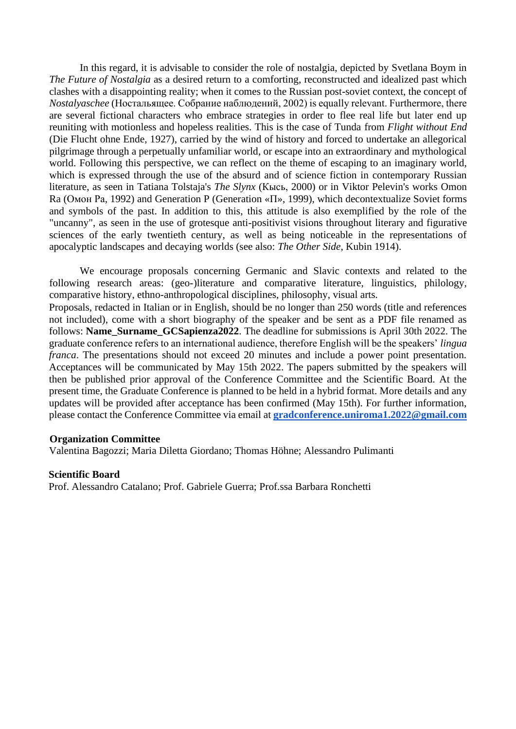In this regard, it is advisable to consider the role of nostalgia, depicted by Svetlana Boym in *The Future of Nostalgia* as a desired return to a comforting, reconstructed and idealized past which clashes with a disappointing reality; when it comes to the Russian post-soviet context, the concept of *Nostalyaschee* (Ностальящее. Собрание наблюдений, 2002) is equally relevant. Furthermore, there are several fictional characters who embrace strategies in order to flee real life but later end up reuniting with motionless and hopeless realities. This is the case of Tunda from *Flight without End* (Die Flucht ohne Ende, 1927), carried by the wind of history and forced to undertake an allegorical pilgrimage through a perpetually unfamiliar world, or escape into an extraordinary and mythological world. Following this perspective, we can reflect on the theme of escaping to an imaginary world, which is expressed through the use of the absurd and of science fiction in contemporary Russian literature, as seen in Tatiana Tolstaja's *The Slynx* (Кысь, 2000) or in Viktor Pelevin's works Omon Ra (Омон Ра, 1992) and Generation P (Generation «П», 1999), which decontextualize Soviet forms and symbols of the past. In addition to this, this attitude is also exemplified by the role of the "uncanny", as seen in the use of grotesque anti-positivist visions throughout literary and figurative sciences of the early twentieth century, as well as being noticeable in the representations of apocalyptic landscapes and decaying worlds (see also: *The Other Side*, Kubin 1914).

We encourage proposals concerning Germanic and Slavic contexts and related to the following research areas: (geo-)literature and comparative literature, linguistics, philology, comparative history, ethno-anthropological disciplines, philosophy, visual arts.

Proposals, redacted in Italian or in English, should be no longer than 250 words (title and references not included), come with a short biography of the speaker and be sent as a PDF file renamed as follows: **Name_Surname_GCSapienza2022**. The deadline for submissions is April 30th 2022. The graduate conference refers to an international audience, therefore English will be the speakers' *lingua franca*. The presentations should not exceed 20 minutes and include a power point presentation. Acceptances will be communicated by May 15th 2022. The papers submitted by the speakers will then be published prior approval of the Conference Committee and the Scientific Board. At the present time, the Graduate Conference is planned to be held in a hybrid format. More details and any updates will be provided after acceptance has been confirmed (May 15th). For further information, please contact the Conference Committee via email at **gradconference.uniroma1.2022@gmail.com**

**Organization Committee**

Valentina Bagozzi; Maria Diletta Giordano; Thomas Höhne; Alessandro Pulimanti

**Scientific Board**

Prof. Alessandro Catalano; Prof. Gabriele Guerra; Prof.ssa Barbara Ronchetti